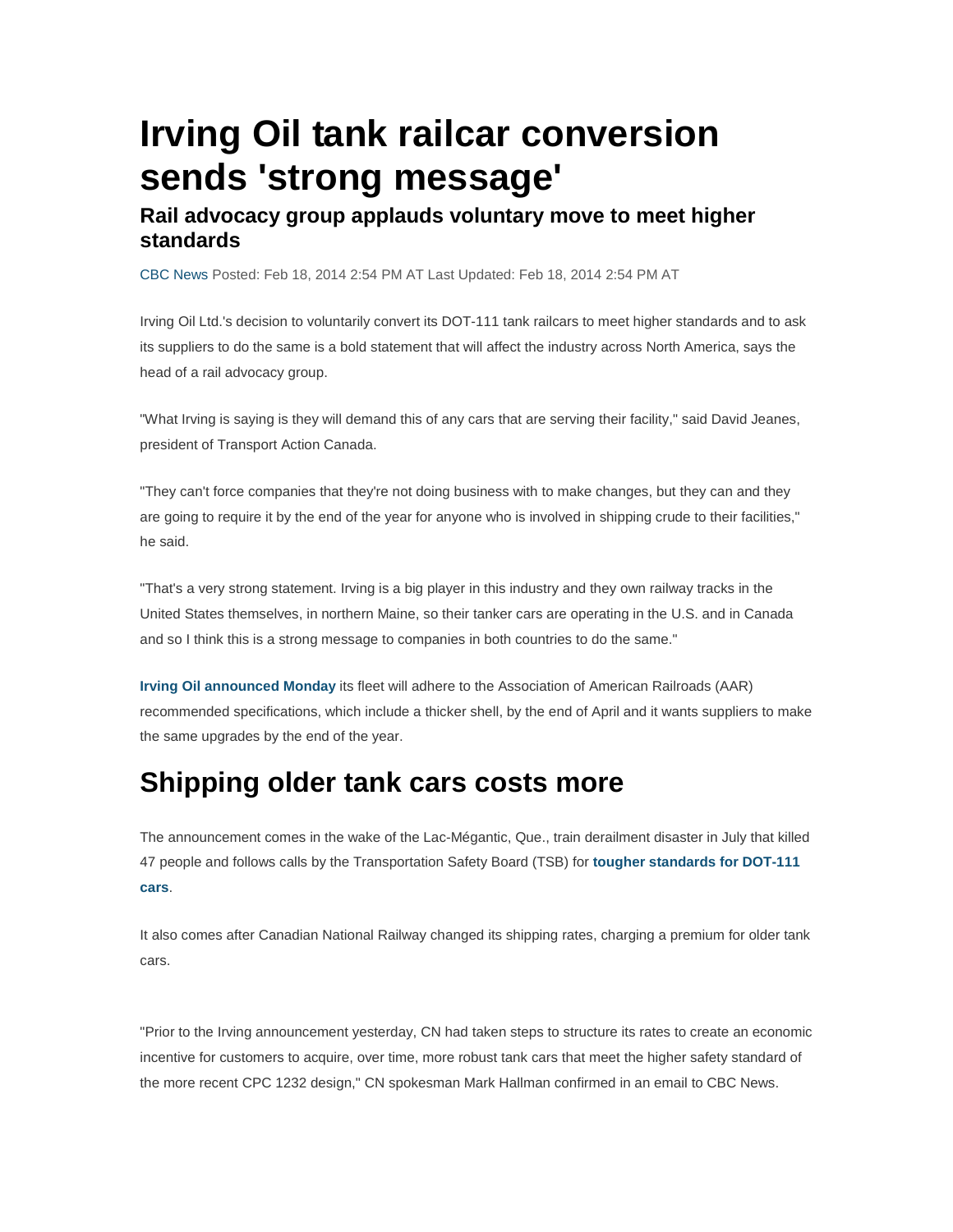# Irving Oil tank railcar conversion sends 'strong message'

### Rail advocacy group applauds voluntary move to meet higher standards

CBC News Posted: Feb 18, 2014 2:54 PM AT Last Updated: Feb 18, 2014 2:54 PM AT

Irving Oil Ltd.'s decision to voluntarily convert its DOT-111 tank railcars to meet higher standards and to ask its suppliers to do the same is a bold statement that will affect the industry across North America, says the head of a rail advocacy group.

"What Irving is saying is they will demand this of any cars that are serving their facility," said David Jeanes, president of Transport Action Canada.

"They can't force companies that they're not doing business with to make changes, but they can and they are going to require it by the end of the year for anyone who is involved in shipping crude to their facilities," he said.

"That's a very strong statement. Irving is a big player in this industry and they own railway tracks in the United States themselves, in northern Maine, so their tanker cars are operating in the U.S. and in Canada and so I think this is a strong message to companies in both countries to do the same."

**Irving Oil announced Monday** its fleet will adhere to the Association of American Railroads (AAR) recommended specifications, which include a thicker shell, by the end of April and it wants suppliers to make the same upgrades by the end of the year.

## Shipping older tank cars costs more

The announcement comes in the wake of the Lac-Mégantic, Que., train derailment disaster in July that killed 47 people and follows calls by the Transportation Safety Board (TSB) for **tougher standards for DOT-111 cars**.

It also comes after Canadian National Railway changed its shipping rates, charging a premium for older tank cars.

"Prior to the Irving announcement yesterday, CN had taken steps to structure its rates to create an economic incentive for customers to acquire, over time, more robust tank cars that meet the higher safety standard of the more recent CPC 1232 design," CN spokesman Mark Hallman confirmed in an email to CBC News.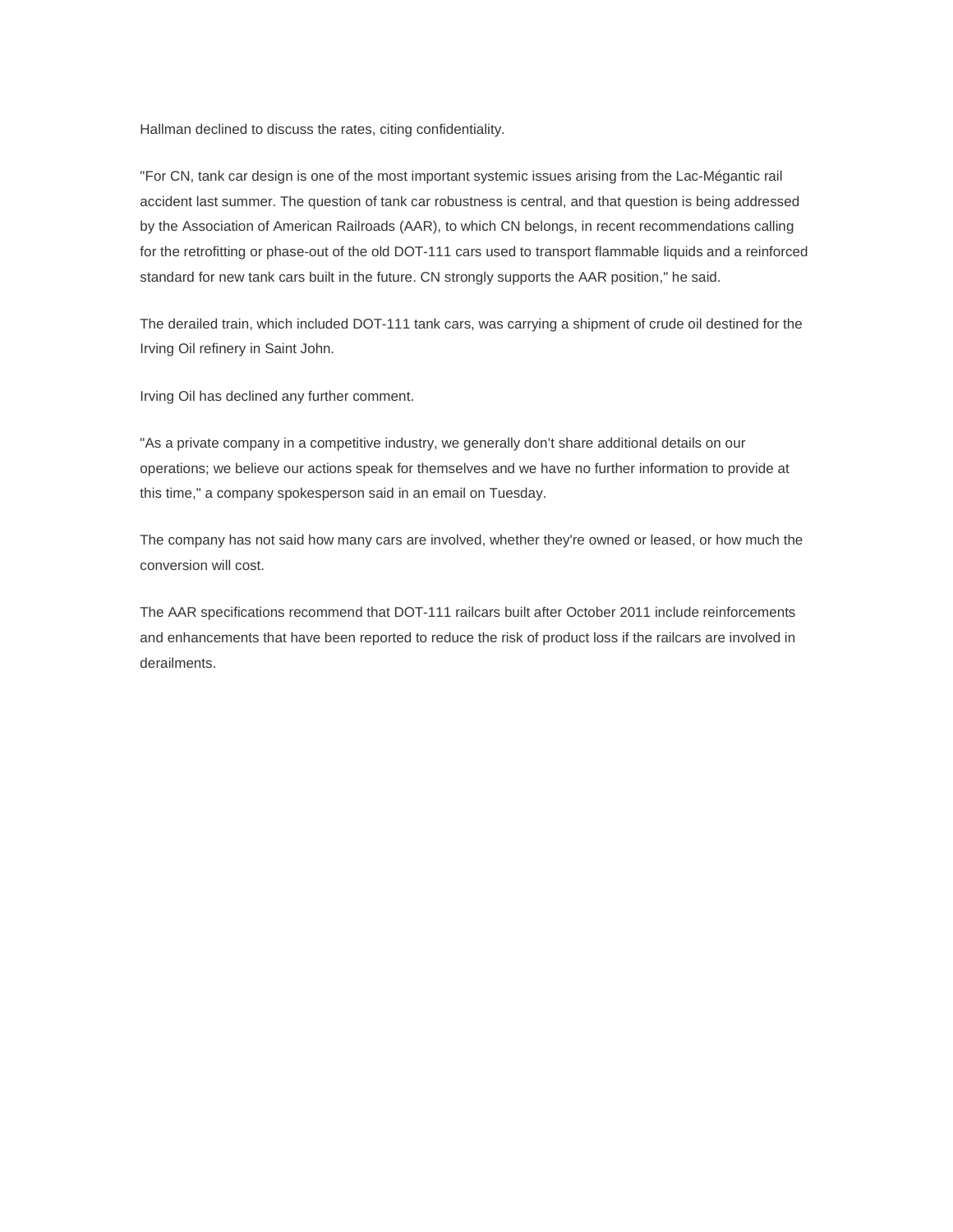Hallman declined to discuss the rates, citing confidentiality.

"For CN, tank car design is one of the most important systemic issues arising from the Lac-Mégantic rail accident last summer. The question of tank car robustness is central, and that question is being addressed by the Association of American Railroads (AAR), to which CN belongs, in recent recommendations calling for the retrofitting or phase-out of the old DOT-111 cars used to transport flammable liquids and a reinforced standard for new tank cars built in the future. CN strongly supports the AAR position," he said.

The derailed train, which included DOT-111 tank cars, was carrying a shipment of crude oil destined for the Irving Oil refinery in Saint John.

Irving Oil has declined any further comment.

"As a private company in a competitive industry, we generally don't share additional details on our operations; we believe our actions speak for themselves and we have no further information to provide at this time," a company spokesperson said in an email on Tuesday.

The company has not said how many cars are involved, whether they're owned or leased, or how much the conversion will cost.

The AAR specifications recommend that DOT-111 railcars built after October 2011 include reinforcements and enhancements that have been reported to reduce the risk of product loss if the railcars are involved in derailments.